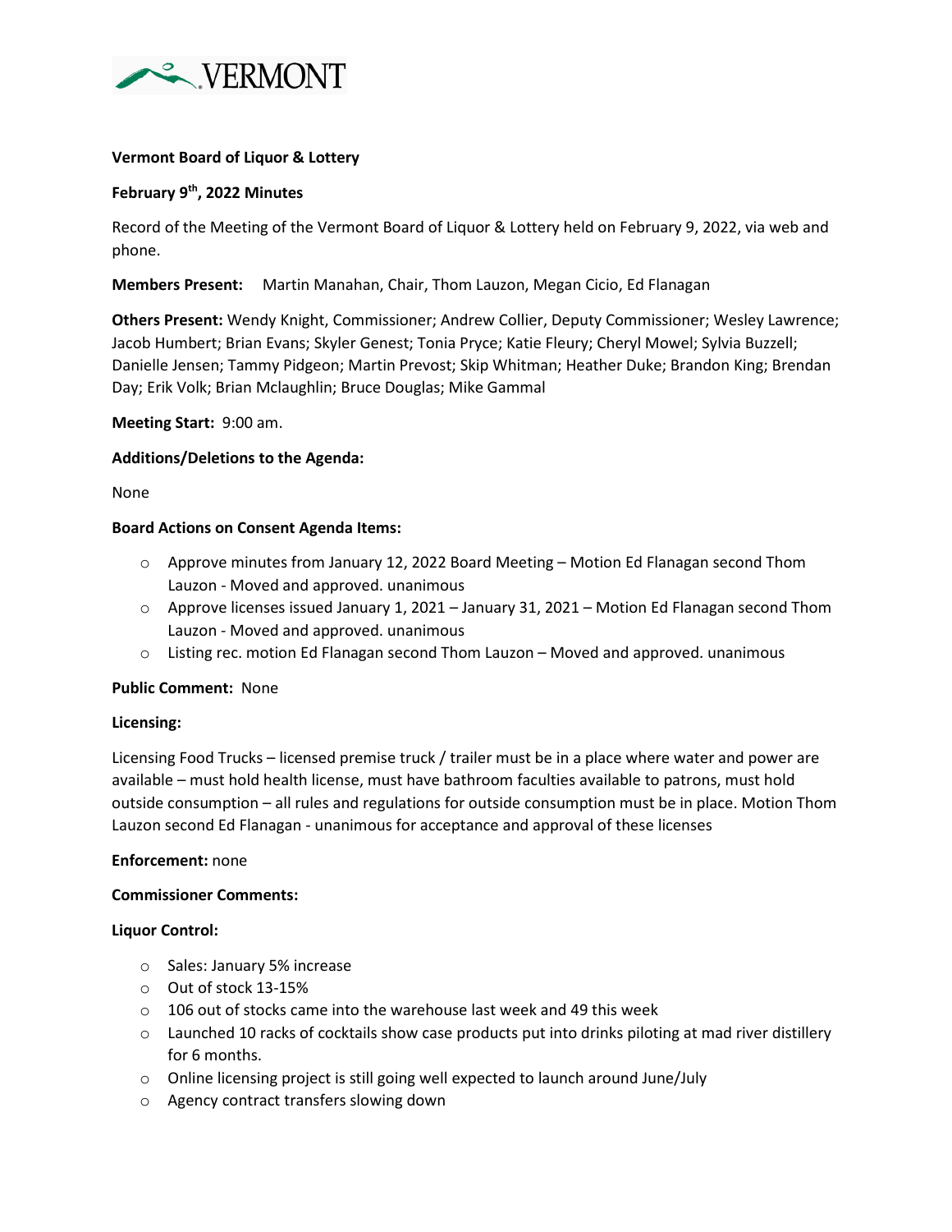VERMONT

**Vermont Board of Liquor & Lottery**

**February 9th, 2022 Minutes**

Record of the Meeting of the Vermont Board of Liquor & Lottery held on February 9, 2022, via web and phone.

**Members Present:** Martin Manahan, Chair, Thom Lauzon, Megan Cicio, Ed Flanagan

**Others Present:** Wendy Knight, Commissioner; Andrew Collier, Deputy Commissioner; Wesley Lawrence; Jacob Humbert; Brian Evans; Skyler Genest; Tonia Pryce; Katie Fleury; Cheryl Mowel; Sylvia Buzzell; Danielle Jensen; Tammy Pidgeon; Martin Prevost; Skip Whitman; Heather Duke; Brandon King; Brendan Day; Erik Volk; Brian Mclaughlin; Bruce Douglas; Mike Gammal

**Meeting Start:** 9:00 am.

**Additions/Deletions to the Agenda:**

None

**Board Actions on Consent Agenda Items:**

- Approve minutes from January 12, 2022 Board Meeting – Motion Ed Flanagan second Thom Lauzon - Moved and approved. unanimous
- Approve licenses issued January 1, 2021 – January 31, 2021 – Motion Ed Flanagan second Thom Lauzon - Moved and approved. unanimous
- Listing rec. motion Ed Flanagan second Thom Lauzon – Moved and approved. unanimous

**Public Comment:** None

**Licensing:**

Licensing Food Trucks – licensed premise truck / trailer must be in a place where water and power are available – must hold health license, must have bathroom faculties available to patrons, must hold outside consumption – all rules and regulations for outside consumption must be in place. Motion Thom Lauzon second Ed Flanagan - unanimous for acceptance and approval of these licenses

**Enforcement:** none

**Commissioner Comments:**

**Liquor Control:**

- Sales: January 5% increase
- Out of stock 13-15%
- 106 out of stocks came into the warehouse last week and 49 this week
- Launched 10 racks of cocktails show case products put into drinks piloting at mad river distillery for 6 months.
- Online licensing project is still going well expected to launch around June/July
- Agency contract transfers slowing down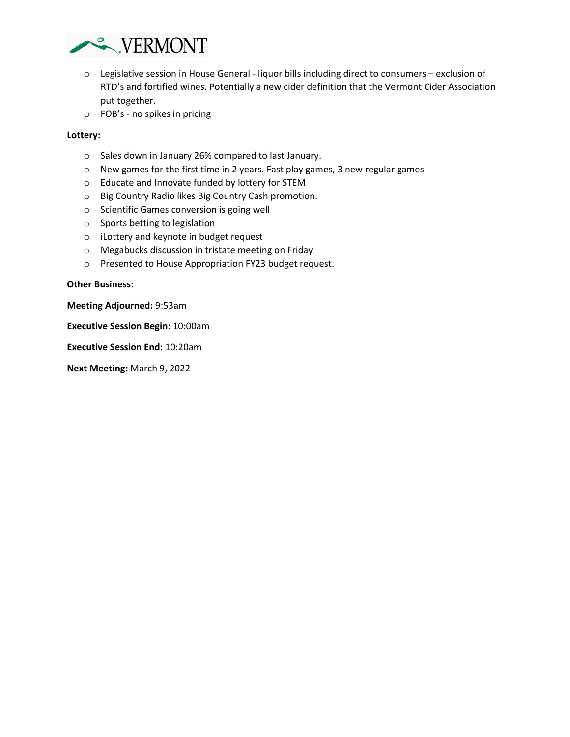- Legislative session in House General - liquor bills including direct to consumers – exclusion of RTD's and fortified wines. Potentially a new cider definition that the Vermont Cider Association put together.
- FOB's - no spikes in pricing

**Lottery:**

- Sales down in January 26% compared to last January.
- New games for the first time in 2 years. Fast play games, 3 new regular games
- Educate and Innovate funded by lottery for STEM
- Big Country Radio likes Big Country Cash promotion.
- Scientific Games conversion is going well
- Sports betting to legislation
- iLottery and keynote in budget request
- Megabucks discussion in tristate meeting on Friday
- Presented to House Appropriation FY23 budget request.

**Other Business:**

**Meeting Adjourned:** 9:53am

**Executive Session Begin:** 10:00am

**Executive Session End:** 10:20am

**Next Meeting:** March 9, 2022